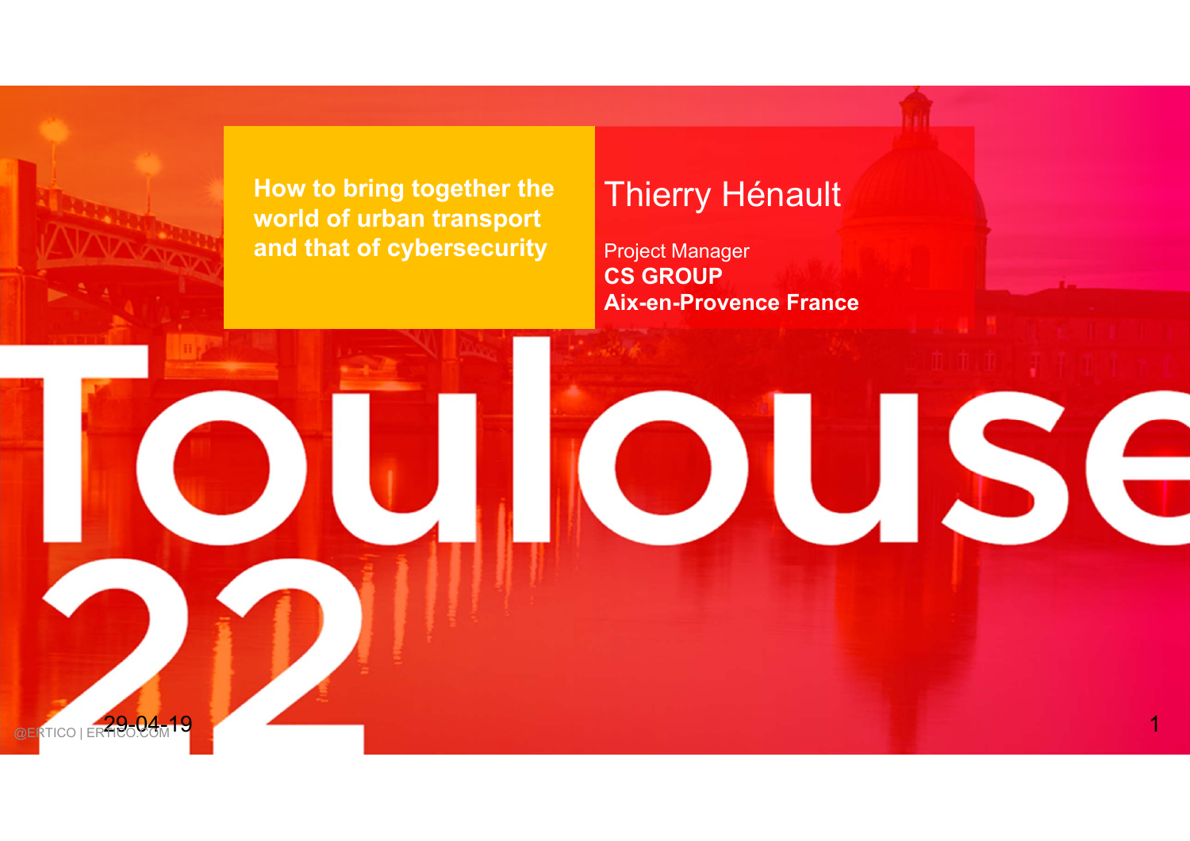# How to bring together the world of urban transport and that of cybersecurity

## Thierry Hénault

Project Manager
**CS GROUP**
**Aix-en-Provence France**

Toulouse 22

29-04-19

@ERTICO | ERTICO.COM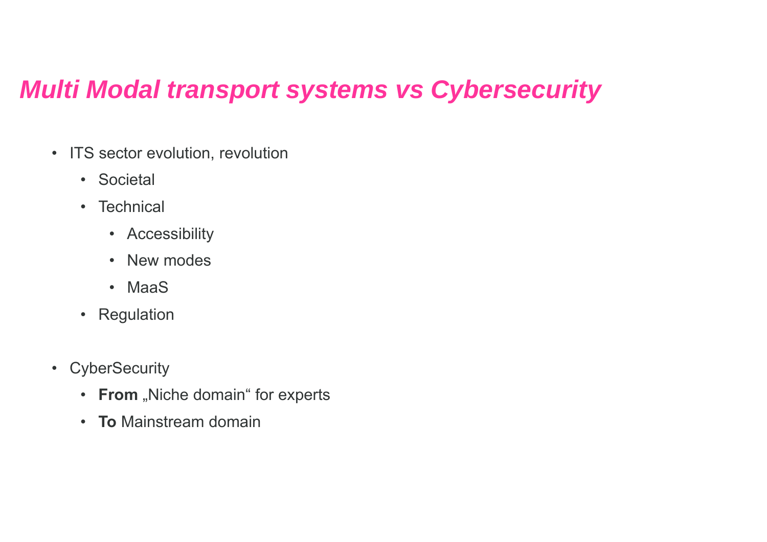# *Multi Modal transport systems vs Cybersecurity*

- ITS sector evolution, revolution
  - Societal
  - Technical
    - Accessibility
    - New modes
    - MaaS
  - Regulation

- CyberSecurity
  - **From** „Niche domain“ for experts
  - **To** Mainstream domain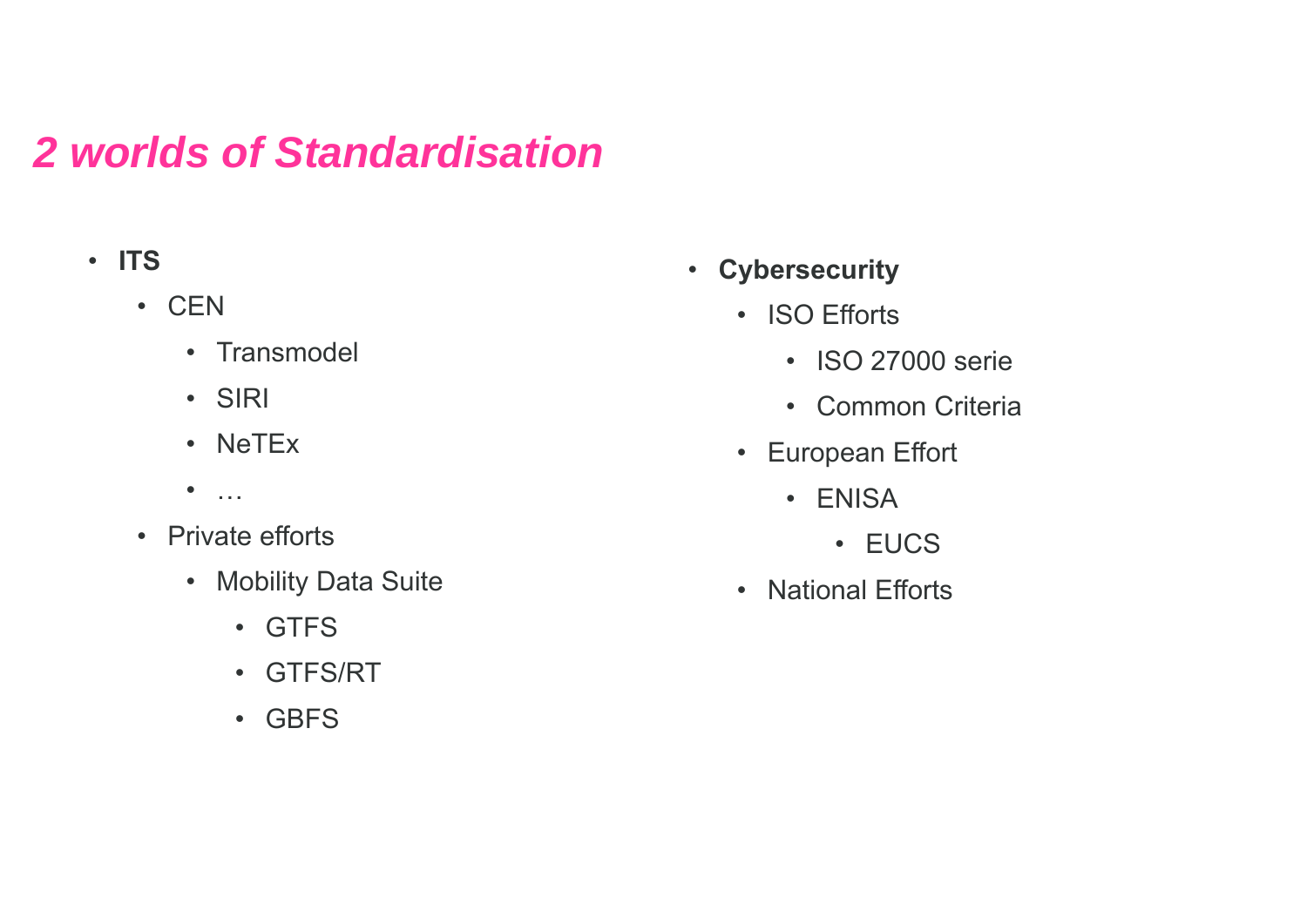# *2 worlds of Standardisation*

- **ITS**
  - CEN
    - Transmodel
    - SIRI
    - NeTEx
    - …
  - Private efforts
    - Mobility Data Suite
      - GTFS
      - GTFS/RT
      - GBFS

- **Cybersecurity**
  - ISO Efforts
    - ISO 27000 serie
    - Common Criteria
  - European Effort
    - ENISA
      - EUCS
  - National Efforts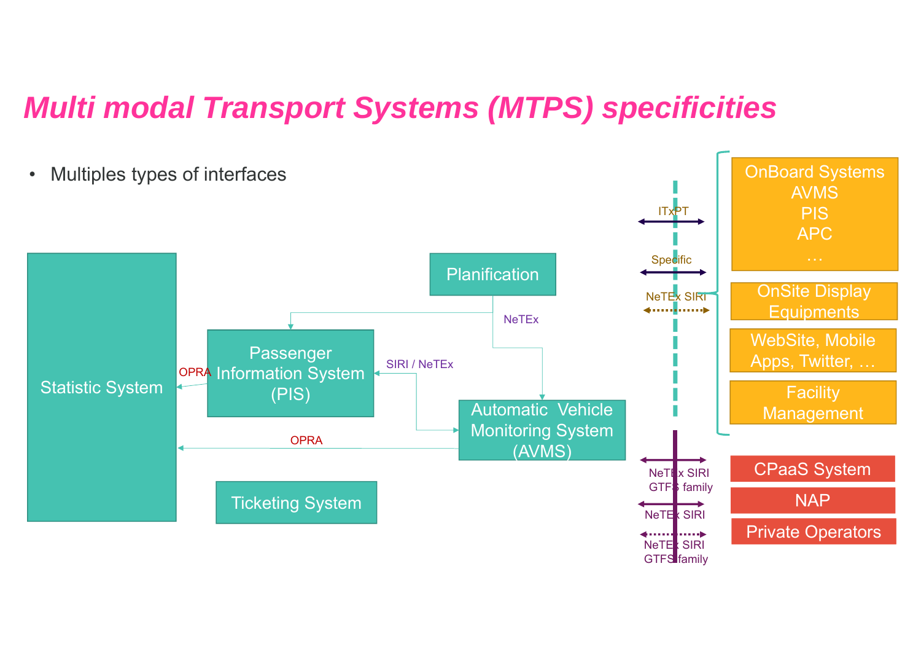# *Multi modal Transport Systems (MTPS) specificities*

- Multiples types of interfaces

Statistic System

Planification

Passenger Information System (PIS)

Automatic Vehicle Monitoring System (AVMS)

Ticketing System

NeTEx

SIRI / NeTEx

OPRA

OPRA

ITxPT

Specific

NeTEx SIRI

OnBoard Systems
AVMS
PIS
APC
…

OnSite Display Equipments

WebSite, Mobile Apps, Twitter, …

Facility Management

NeTEx SIRI
GTFS family

NeTEx SIRI

NeTEx SIRI
GTFS family

CPaaS System

NAP

Private Operators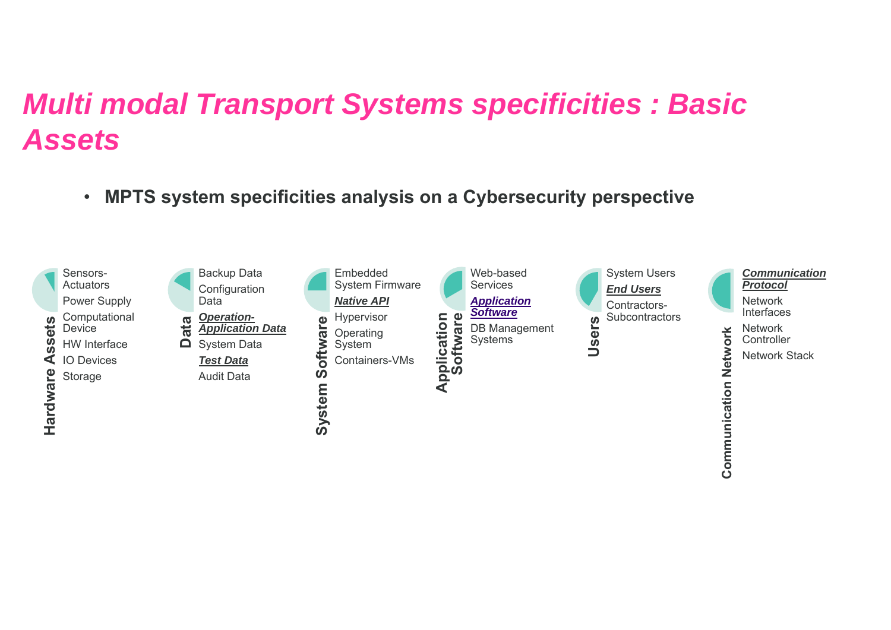# *Multi modal Transport Systems specificities : Basic Assets*

- **MPTS system specificities analysis on a Cybersecurity perspective**

**Hardware Assets**
- Sensors-Actuators
- Power Supply
- Computational Device
- HW Interface
- IO Devices
- Storage

**Data**
- Backup Data
- Configuration Data
- ***Operation-Application Data***
- System Data
- ***Test Data***
- Audit Data

**System Software**
- Embedded System Firmware
- ***Native API***
- Hypervisor
- Operating System
- Containers-VMs

**Application Software**
- Web-based Services
- ***Application Software***
- DB Management Systems

**Users**
- System Users
- ***End Users***
- Contractors-Subcontractors

**Communication Network**
- ***Communication Protocol***
- Network Interfaces
- Network Controller
- Network Stack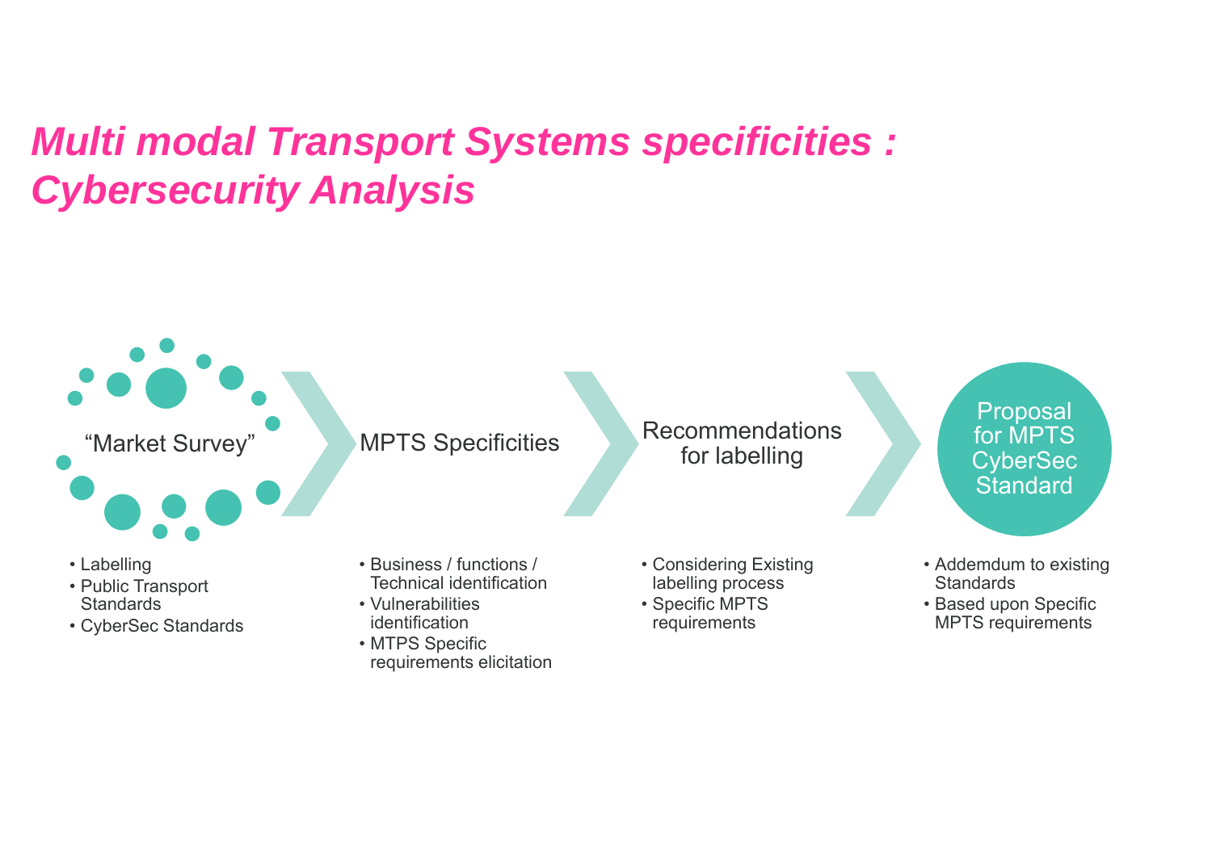# *Multi modal Transport Systems specificities : Cybersecurity Analysis*

**"Market Survey"**

- Labelling
- Public Transport Standards
- CyberSec Standards

**MPTS Specificities**

- Business / functions / Technical identification
- Vulnerabilities identification
- MTPS Specific requirements elicitation

**Recommendations for labelling**

- Considering Existing labelling process
- Specific MPTS requirements

**Proposal for MPTS CyberSec Standard**

- Addemdum to existing Standards
- Based upon Specific MPTS requirements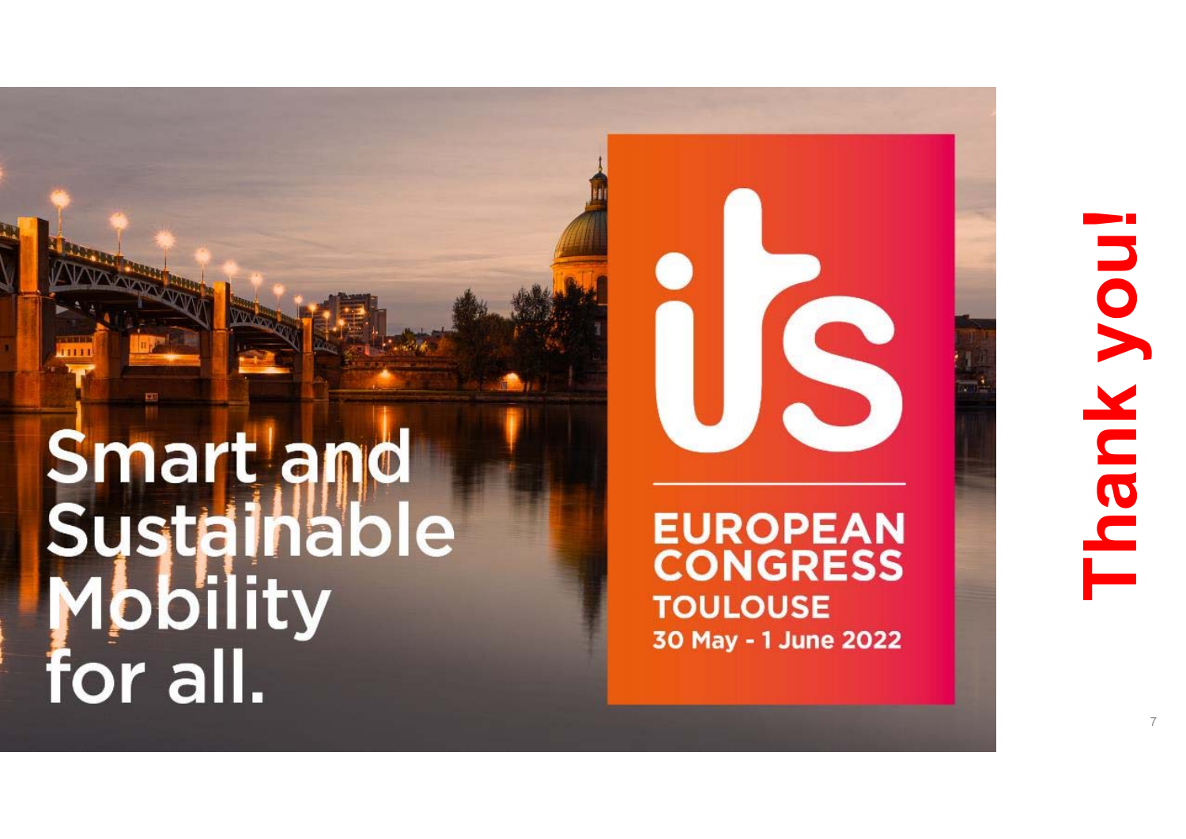Smart and Sustainable Mobility for all.

its

EUROPEAN CONGRESS

TOULOUSE

30 May - 1 June 2022

# Thank you!